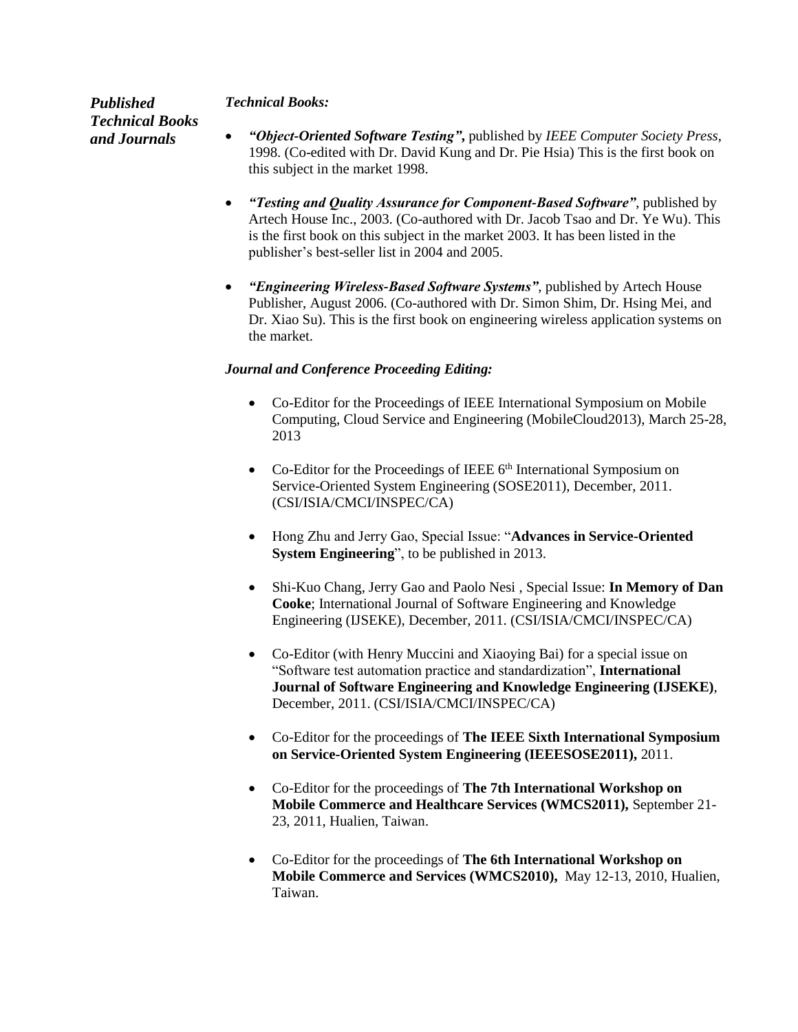## *Published Technical Books and Journals*

***Technical Books:***

- ***"Object-Oriented Software Testing",*** published by *IEEE Computer Society Press*, 1998. (Co-edited with Dr. David Kung and Dr. Pie Hsia) This is the first book on this subject in the market 1998.

- ***"Testing and Quality Assurance for Component-Based Software"***, published by Artech House Inc., 2003. (Co-authored with Dr. Jacob Tsao and Dr. Ye Wu). This is the first book on this subject in the market 2003. It has been listed in the publisher's best-seller list in 2004 and 2005.

- ***"Engineering Wireless-Based Software Systems"***, published by Artech House Publisher, August 2006. (Co-authored with Dr. Simon Shim, Dr. Hsing Mei, and Dr. Xiao Su). This is the first book on engineering wireless application systems on the market.

***Journal and Conference Proceeding Editing:***

- Co-Editor for the Proceedings of IEEE International Symposium on Mobile Computing, Cloud Service and Engineering (MobileCloud2013), March 25-28, 2013

- Co-Editor for the Proceedings of IEEE 6th International Symposium on Service-Oriented System Engineering (SOSE2011), December, 2011. (CSI/ISIA/CMCI/INSPEC/CA)

- Hong Zhu and Jerry Gao, Special Issue: "**Advances in Service-Oriented System Engineering**", to be published in 2013.

- Shi-Kuo Chang, Jerry Gao and Paolo Nesi , Special Issue: **In Memory of Dan Cooke**; International Journal of Software Engineering and Knowledge Engineering (IJSEKE), December, 2011. (CSI/ISIA/CMCI/INSPEC/CA)

- Co-Editor (with Henry Muccini and Xiaoying Bai) for a special issue on "Software test automation practice and standardization", **International Journal of Software Engineering and Knowledge Engineering (IJSEKE)**, December, 2011. (CSI/ISIA/CMCI/INSPEC/CA)

- Co-Editor for the proceedings of **The IEEE Sixth International Symposium on Service-Oriented System Engineering (IEEESOSE2011),** 2011.

- Co-Editor for the proceedings of **The 7th International Workshop on Mobile Commerce and Healthcare Services (WMCS2011),** September 21-23, 2011, Hualien, Taiwan.

- Co-Editor for the proceedings of **The 6th International Workshop on Mobile Commerce and Services (WMCS2010),** May 12-13, 2010, Hualien, Taiwan.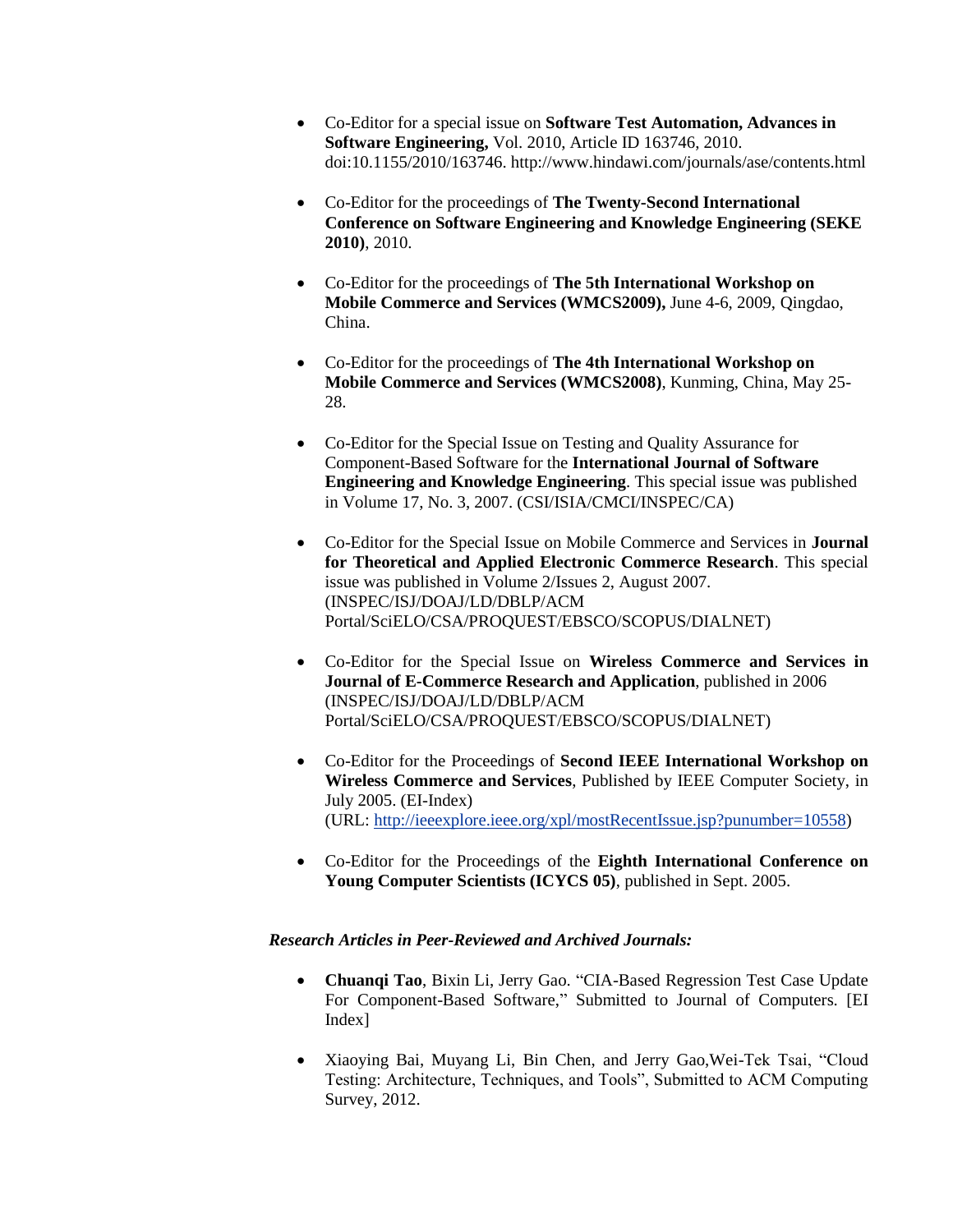- Co-Editor for a special issue on **Software Test Automation, Advances in Software Engineering,** Vol. 2010, Article ID 163746, 2010. doi:10.1155/2010/163746. http://www.hindawi.com/journals/ase/contents.html

- Co-Editor for the proceedings of **The Twenty-Second International Conference on Software Engineering and Knowledge Engineering (SEKE 2010)**, 2010.

- Co-Editor for the proceedings of **The 5th International Workshop on Mobile Commerce and Services (WMCS2009),** June 4-6, 2009, Qingdao, China.

- Co-Editor for the proceedings of **The 4th International Workshop on Mobile Commerce and Services (WMCS2008)**, Kunming, China, May 25-28.

- Co-Editor for the Special Issue on Testing and Quality Assurance for Component-Based Software for the **International Journal of Software Engineering and Knowledge Engineering**. This special issue was published in Volume 17, No. 3, 2007. (CSI/ISIA/CMCI/INSPEC/CA)

- Co-Editor for the Special Issue on Mobile Commerce and Services in **Journal for Theoretical and Applied Electronic Commerce Research**. This special issue was published in Volume 2/Issues 2, August 2007. (INSPEC/ISJ/DOAJ/LD/DBLP/ACM Portal/SciELO/CSA/PROQUEST/EBSCO/SCOPUS/DIALNET)

- Co-Editor for the Special Issue on **Wireless Commerce and Services in Journal of E-Commerce Research and Application**, published in 2006 (INSPEC/ISJ/DOAJ/LD/DBLP/ACM Portal/SciELO/CSA/PROQUEST/EBSCO/SCOPUS/DIALNET)

- Co-Editor for the Proceedings of **Second IEEE International Workshop on Wireless Commerce and Services**, Published by IEEE Computer Society, in July 2005. (EI-Index) (URL: http://ieeexplore.ieee.org/xpl/mostRecentIssue.jsp?punumber=10558)

- Co-Editor for the Proceedings of the **Eighth International Conference on Young Computer Scientists (ICYCS 05)**, published in Sept. 2005.

***Research Articles in Peer-Reviewed and Archived Journals:***

- **Chuanqi Tao**, Bixin Li, Jerry Gao. "CIA-Based Regression Test Case Update For Component-Based Software," Submitted to Journal of Computers. [EI Index]

- Xiaoying Bai, Muyang Li, Bin Chen, and Jerry Gao,Wei-Tek Tsai, "Cloud Testing: Architecture, Techniques, and Tools", Submitted to ACM Computing Survey, 2012.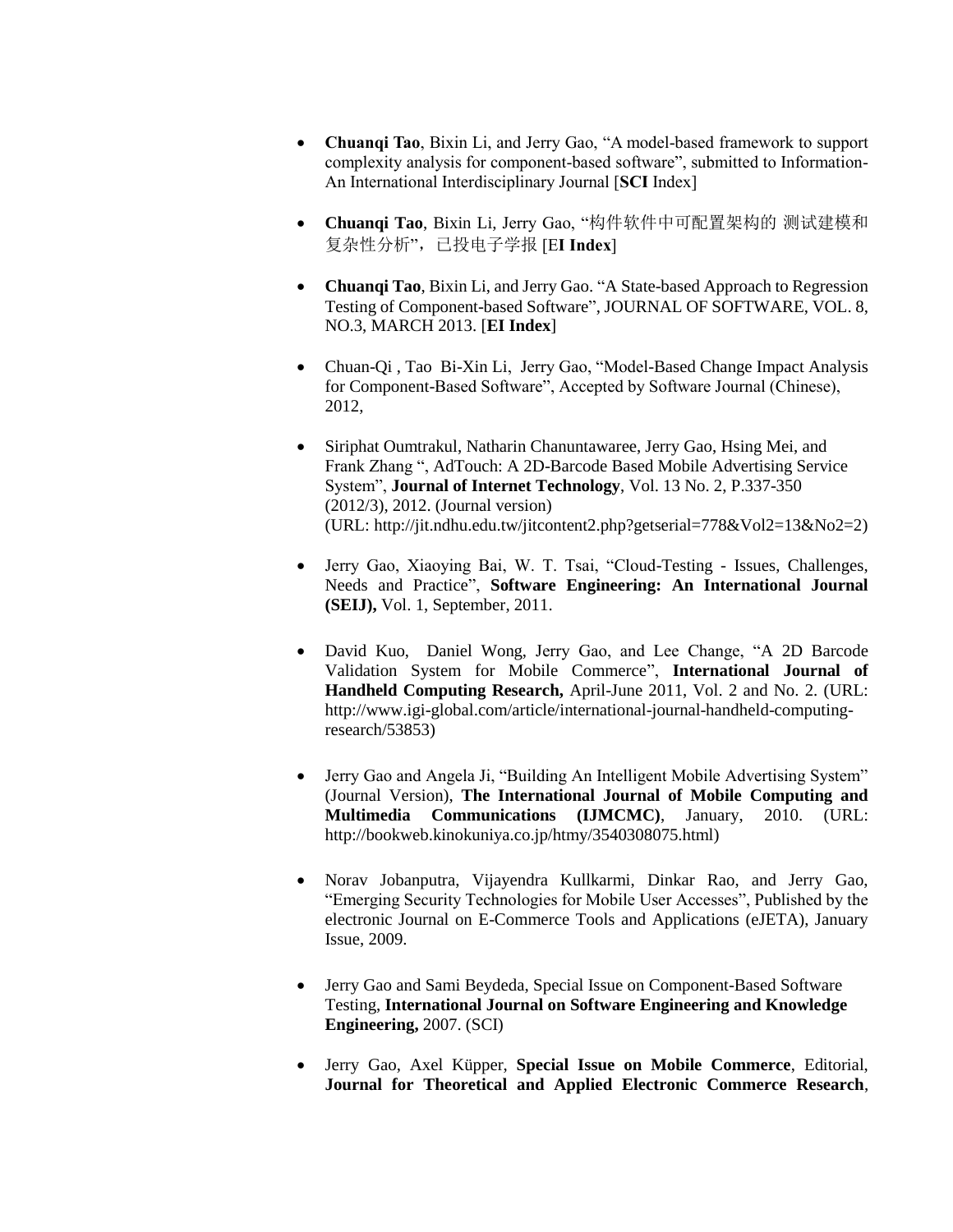- **Chuanqi Tao**, Bixin Li, and Jerry Gao, "A model-based framework to support complexity analysis for component-based software", submitted to Information-An International Interdisciplinary Journal [**SCI** Index]

- **Chuanqi Tao**, Bixin Li, Jerry Gao, "构件软件中可配置架构的 测试建模和复杂性分析"，已投电子学报 [E**I Index**]

- **Chuanqi Tao**, Bixin Li, and Jerry Gao. "A State-based Approach to Regression Testing of Component-based Software", JOURNAL OF SOFTWARE, VOL. 8, NO.3, MARCH 2013. [**EI Index**]

- Chuan-Qi , Tao Bi-Xin Li, Jerry Gao, "Model-Based Change Impact Analysis for Component-Based Software", Accepted by Software Journal (Chinese), 2012,

- Siriphat Oumtrakul, Natharin Chanuntawaree, Jerry Gao, Hsing Mei, and Frank Zhang ", AdTouch: A 2D-Barcode Based Mobile Advertising Service System", **Journal of Internet Technology**, Vol. 13 No. 2, P.337-350 (2012/3), 2012. (Journal version) (URL: http://jit.ndhu.edu.tw/jitcontent2.php?getserial=778&Vol2=13&No2=2)

- Jerry Gao, Xiaoying Bai, W. T. Tsai, "Cloud-Testing - Issues, Challenges, Needs and Practice", **Software Engineering: An International Journal (SEIJ),** Vol. 1, September, 2011.

- David Kuo, Daniel Wong, Jerry Gao, and Lee Change, "A 2D Barcode Validation System for Mobile Commerce", **International Journal of Handheld Computing Research,** April-June 2011, Vol. 2 and No. 2. (URL: http://www.igi-global.com/article/international-journal-handheld-computing-research/53853)

- Jerry Gao and Angela Ji, "Building An Intelligent Mobile Advertising System" (Journal Version), **The International Journal of Mobile Computing and Multimedia Communications (IJMCMC)**, January, 2010. (URL: http://bookweb.kinokuniya.co.jp/htmy/3540308075.html)

- Norav Jobanputra, Vijayendra Kullkarmi, Dinkar Rao, and Jerry Gao, "Emerging Security Technologies for Mobile User Accesses", Published by the electronic Journal on E-Commerce Tools and Applications (eJETA), January Issue, 2009.

- Jerry Gao and Sami Beydeda, Special Issue on Component-Based Software Testing, **International Journal on Software Engineering and Knowledge Engineering,** 2007. (SCI)

- Jerry Gao, Axel Küpper, **Special Issue on Mobile Commerce**, Editorial, **Journal for Theoretical and Applied Electronic Commerce Research**,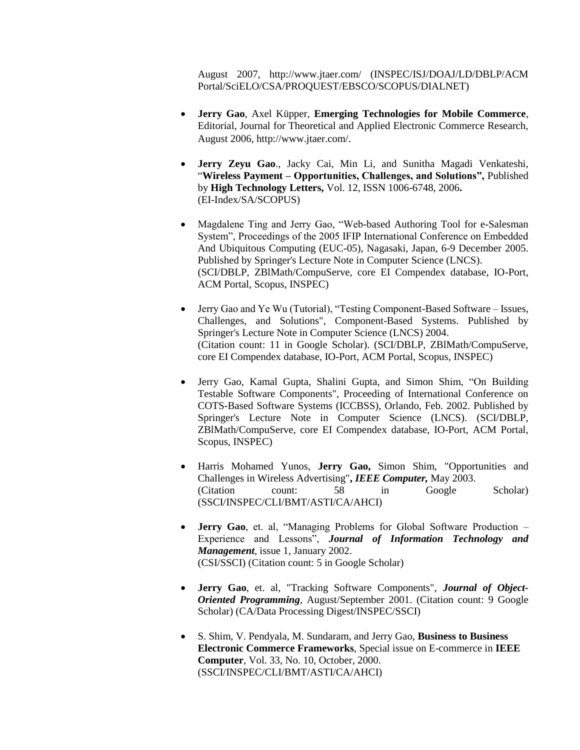August 2007, http://www.jtaer.com/ (INSPEC/ISJ/DOAJ/LD/DBLP/ACM Portal/SciELO/CSA/PROQUEST/EBSCO/SCOPUS/DIALNET)

- **Jerry Gao**, Axel Küpper, **Emerging Technologies for Mobile Commerce**, Editorial, Journal for Theoretical and Applied Electronic Commerce Research, August 2006, http://www.jtaer.com/.

- **Jerry Zeyu Gao**., Jacky Cai, Min Li, and Sunitha Magadi Venkateshi, "**Wireless Payment – Opportunities, Challenges, and Solutions",** Published by **High Technology Letters,** Vol. 12, ISSN 1006-6748, 2006**.** (EI-Index/SA/SCOPUS)

- Magdalene Ting and Jerry Gao, "Web-based Authoring Tool for e-Salesman System", Proceedings of the 2005 IFIP International Conference on Embedded And Ubiquitous Computing (EUC-05), Nagasaki, Japan, 6-9 December 2005. Published by Springer's Lecture Note in Computer Science (LNCS). (SCI/DBLP, ZBlMath/CompuServe, core EI Compendex database, IO-Port, ACM Portal, Scopus, INSPEC)

- Jerry Gao and Ye Wu (Tutorial), "Testing Component-Based Software – Issues, Challenges, and Solutions", Component-Based Systems. Published by Springer's Lecture Note in Computer Science (LNCS) 2004. (Citation count: 11 in Google Scholar). (SCI/DBLP, ZBlMath/CompuServe, core EI Compendex database, IO-Port, ACM Portal, Scopus, INSPEC)

- Jerry Gao, Kamal Gupta, Shalini Gupta, and Simon Shim, "On Building Testable Software Components", Proceeding of International Conference on COTS-Based Software Systems (ICCBSS), Orlando, Feb. 2002. Published by Springer's Lecture Note in Computer Science (LNCS). (SCI/DBLP, ZBlMath/CompuServe, core EI Compendex database, IO-Port, ACM Portal, Scopus, INSPEC)

- Harris Mohamed Yunos, **Jerry Gao,** Simon Shim, "Opportunities and Challenges in Wireless Advertising"***, IEEE Computer,*** May 2003. (Citation count: 58 in Google Scholar) (SSCI/INSPEC/CLI/BMT/ASTI/CA/AHCI)

- **Jerry Gao**, et. al, "Managing Problems for Global Software Production – Experience and Lessons", ***Journal of Information Technology and Management***, issue 1, January 2002. (CSI/SSCI) (Citation count: 5 in Google Scholar)

- **Jerry Gao**, et. al, "Tracking Software Components", ***Journal of Object-Oriented Programming***, August/September 2001. (Citation count: 9 Google Scholar) (CA/Data Processing Digest/INSPEC/SSCI)

- S. Shim, V. Pendyala, M. Sundaram, and Jerry Gao, **Business to Business Electronic Commerce Frameworks**, Special issue on E-commerce in **IEEE Computer**, Vol. 33, No. 10, October, 2000. (SSCI/INSPEC/CLI/BMT/ASTI/CA/AHCI)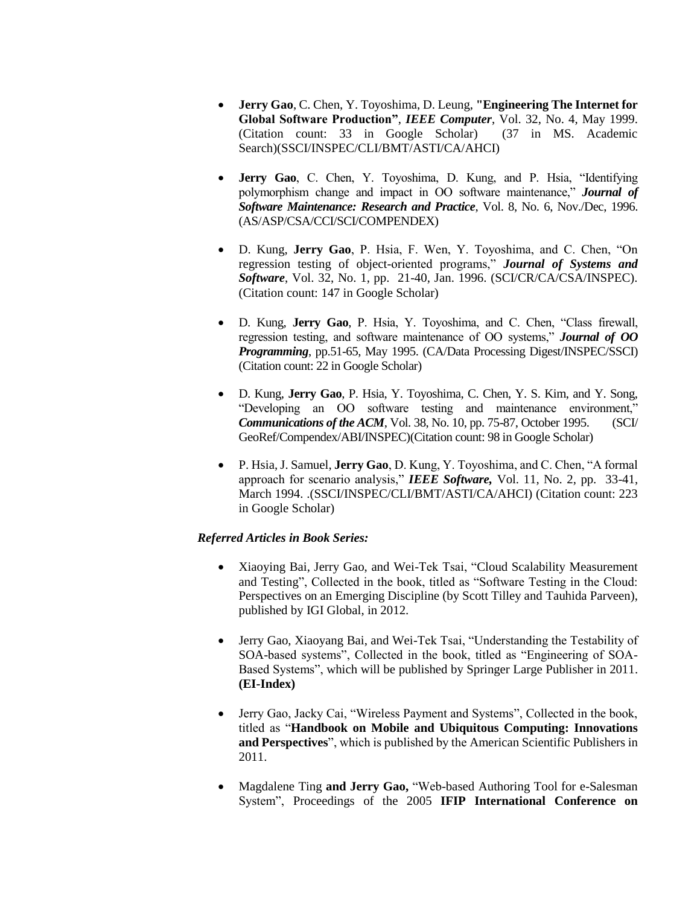- **Jerry Gao**, C. Chen, Y. Toyoshima, D. Leung, **"Engineering The Internet for Global Software Production"**, ***IEEE Computer***, Vol. 32, No. 4, May 1999. (Citation count: 33 in Google Scholar) (37 in MS. Academic Search)(SSCI/INSPEC/CLI/BMT/ASTI/CA/AHCI)

- **Jerry Gao**, C. Chen, Y. Toyoshima, D. Kung, and P. Hsia, "Identifying polymorphism change and impact in OO software maintenance," ***Journal of Software Maintenance: Research and Practice***, Vol. 8, No. 6, Nov./Dec, 1996. (AS/ASP/CSA/CCI/SCI/COMPENDEX)

- D. Kung, **Jerry Gao**, P. Hsia, F. Wen, Y. Toyoshima, and C. Chen, "On regression testing of object-oriented programs," ***Journal of Systems and Software***, Vol. 32, No. 1, pp. 21-40, Jan. 1996. (SCI/CR/CA/CSA/INSPEC). (Citation count: 147 in Google Scholar)

- D. Kung, **Jerry Gao**, P. Hsia, Y. Toyoshima, and C. Chen, "Class firewall, regression testing, and software maintenance of OO systems," ***Journal of OO Programming***, pp.51-65, May 1995. (CA/Data Processing Digest/INSPEC/SSCI) (Citation count: 22 in Google Scholar)

- D. Kung, **Jerry Gao**, P. Hsia, Y. Toyoshima, C. Chen, Y. S. Kim, and Y. Song, "Developing an OO software testing and maintenance environment," ***Communications of the ACM***, Vol. 38, No. 10, pp. 75-87, October 1995. (SCI/ GeoRef/Compendex/ABI/INSPEC)(Citation count: 98 in Google Scholar)

- P. Hsia, J. Samuel, **Jerry Gao**, D. Kung, Y. Toyoshima, and C. Chen, "A formal approach for scenario analysis," ***IEEE Software,*** Vol. 11, No. 2, pp. 33-41, March 1994. .(SSCI/INSPEC/CLI/BMT/ASTI/CA/AHCI) (Citation count: 223 in Google Scholar)

***Referred Articles in Book Series:***

- Xiaoying Bai, Jerry Gao, and Wei-Tek Tsai, "Cloud Scalability Measurement and Testing", Collected in the book, titled as "Software Testing in the Cloud: Perspectives on an Emerging Discipline (by Scott Tilley and Tauhida Parveen), published by IGI Global, in 2012.

- Jerry Gao, Xiaoyang Bai, and Wei-Tek Tsai, "Understanding the Testability of SOA-based systems", Collected in the book, titled as "Engineering of SOA-Based Systems", which will be published by Springer Large Publisher in 2011. **(EI-Index)**

- Jerry Gao, Jacky Cai, "Wireless Payment and Systems", Collected in the book, titled as "**Handbook on Mobile and Ubiquitous Computing: Innovations and Perspectives**", which is published by the American Scientific Publishers in 2011.

- Magdalene Ting **and Jerry Gao,** "Web-based Authoring Tool for e-Salesman System", Proceedings of the 2005 **IFIP International Conference on**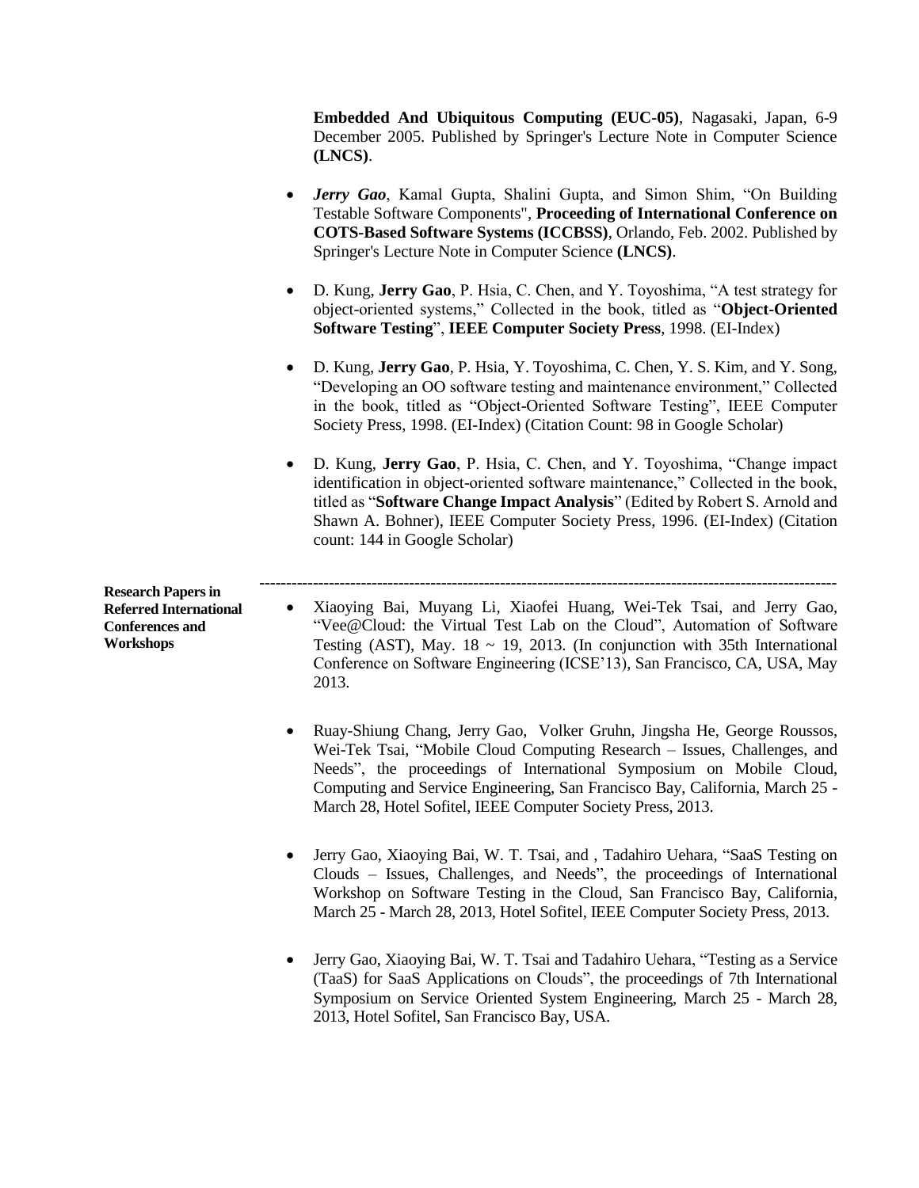**Embedded And Ubiquitous Computing (EUC-05)**, Nagasaki, Japan, 6-9 December 2005. Published by Springer's Lecture Note in Computer Science **(LNCS)**.

- ***Jerry Gao***, Kamal Gupta, Shalini Gupta, and Simon Shim, "On Building Testable Software Components", **Proceeding of International Conference on COTS-Based Software Systems (ICCBSS)**, Orlando, Feb. 2002. Published by Springer's Lecture Note in Computer Science **(LNCS)**.

- D. Kung, **Jerry Gao**, P. Hsia, C. Chen, and Y. Toyoshima, "A test strategy for object-oriented systems," Collected in the book, titled as "**Object-Oriented Software Testing**", **IEEE Computer Society Press**, 1998. (EI-Index)

- D. Kung, **Jerry Gao**, P. Hsia, Y. Toyoshima, C. Chen, Y. S. Kim, and Y. Song, "Developing an OO software testing and maintenance environment," Collected in the book, titled as "Object-Oriented Software Testing", IEEE Computer Society Press, 1998. (EI-Index) (Citation Count: 98 in Google Scholar)

- D. Kung, **Jerry Gao**, P. Hsia, C. Chen, and Y. Toyoshima, "Change impact identification in object-oriented software maintenance," Collected in the book, titled as "**Software Change Impact Analysis**" (Edited by Robert S. Arnold and Shawn A. Bohner), IEEE Computer Society Press, 1996. (EI-Index) (Citation count: 144 in Google Scholar)

---

**Research Papers in Referred International Conferences and Workshops**

- Xiaoying Bai, Muyang Li, Xiaofei Huang, Wei-Tek Tsai, and Jerry Gao, "Vee@Cloud: the Virtual Test Lab on the Cloud", Automation of Software Testing (AST), May. 18 ~ 19, 2013. (In conjunction with 35th International Conference on Software Engineering (ICSE'13), San Francisco, CA, USA, May 2013.

- Ruay-Shiung Chang, Jerry Gao, Volker Gruhn, Jingsha He, George Roussos, Wei-Tek Tsai, "Mobile Cloud Computing Research – Issues, Challenges, and Needs", the proceedings of International Symposium on Mobile Cloud, Computing and Service Engineering, San Francisco Bay, California, March 25 - March 28, Hotel Sofitel, IEEE Computer Society Press, 2013.

- Jerry Gao, Xiaoying Bai, W. T. Tsai, and , Tadahiro Uehara, "SaaS Testing on Clouds – Issues, Challenges, and Needs", the proceedings of International Workshop on Software Testing in the Cloud, San Francisco Bay, California, March 25 - March 28, 2013, Hotel Sofitel, IEEE Computer Society Press, 2013.

- Jerry Gao, Xiaoying Bai, W. T. Tsai and Tadahiro Uehara, "Testing as a Service (TaaS) for SaaS Applications on Clouds", the proceedings of 7th International Symposium on Service Oriented System Engineering, March 25 - March 28, 2013, Hotel Sofitel, San Francisco Bay, USA.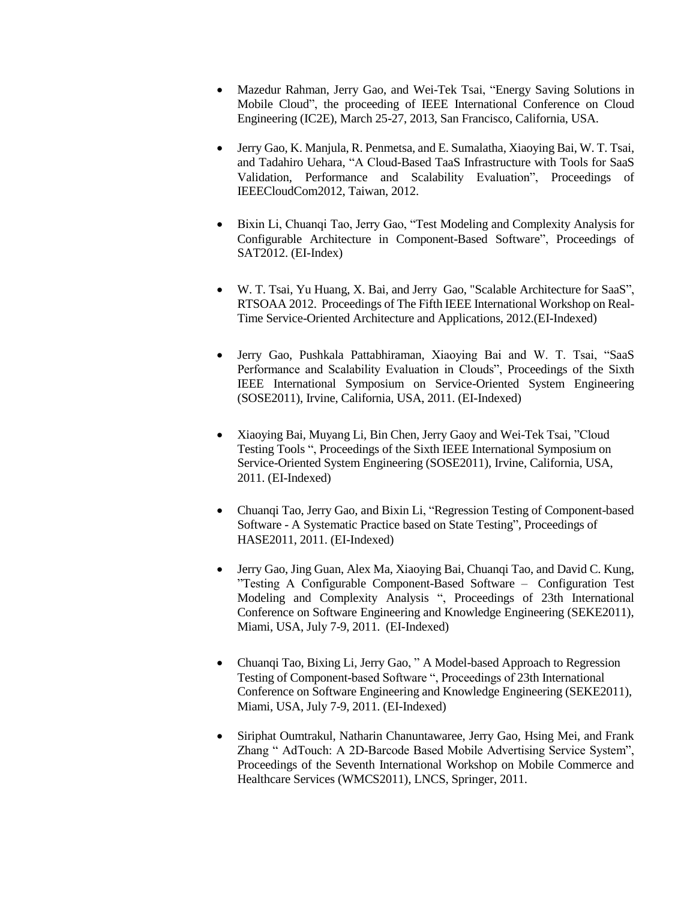- Mazedur Rahman, Jerry Gao, and Wei-Tek Tsai, "Energy Saving Solutions in Mobile Cloud", the proceeding of IEEE International Conference on Cloud Engineering (IC2E), March 25-27, 2013, San Francisco, California, USA.

- Jerry Gao, K. Manjula, R. Penmetsa, and E. Sumalatha, Xiaoying Bai, W. T. Tsai, and Tadahiro Uehara, "A Cloud-Based TaaS Infrastructure with Tools for SaaS Validation, Performance and Scalability Evaluation", Proceedings of IEEECloudCom2012, Taiwan, 2012.

- Bixin Li, Chuanqi Tao, Jerry Gao, "Test Modeling and Complexity Analysis for Configurable Architecture in Component-Based Software", Proceedings of SAT2012. (EI-Index)

- W. T. Tsai, Yu Huang, X. Bai, and Jerry Gao, "Scalable Architecture for SaaS", RTSOAA 2012. Proceedings of The Fifth IEEE International Workshop on Real-Time Service-Oriented Architecture and Applications, 2012.(EI-Indexed)

- Jerry Gao, Pushkala Pattabhiraman, Xiaoying Bai and W. T. Tsai, "SaaS Performance and Scalability Evaluation in Clouds", Proceedings of the Sixth IEEE International Symposium on Service-Oriented System Engineering (SOSE2011), Irvine, California, USA, 2011. (EI-Indexed)

- Xiaoying Bai, Muyang Li, Bin Chen, Jerry Gaoy and Wei-Tek Tsai, "Cloud Testing Tools ", Proceedings of the Sixth IEEE International Symposium on Service-Oriented System Engineering (SOSE2011), Irvine, California, USA, 2011. (EI-Indexed)

- Chuanqi Tao, Jerry Gao, and Bixin Li, "Regression Testing of Component-based Software - A Systematic Practice based on State Testing", Proceedings of HASE2011, 2011. (EI-Indexed)

- Jerry Gao, Jing Guan, Alex Ma, Xiaoying Bai, Chuanqi Tao, and David C. Kung, "Testing A Configurable Component-Based Software – Configuration Test Modeling and Complexity Analysis ", Proceedings of 23th International Conference on Software Engineering and Knowledge Engineering (SEKE2011), Miami, USA, July 7-9, 2011. (EI-Indexed)

- Chuanqi Tao, Bixing Li, Jerry Gao, " A Model-based Approach to Regression Testing of Component-based Software ", Proceedings of 23th International Conference on Software Engineering and Knowledge Engineering (SEKE2011), Miami, USA, July 7-9, 2011. (EI-Indexed)

- Siriphat Oumtrakul, Natharin Chanuntawaree, Jerry Gao, Hsing Mei, and Frank Zhang " AdTouch: A 2D-Barcode Based Mobile Advertising Service System", Proceedings of the Seventh International Workshop on Mobile Commerce and Healthcare Services (WMCS2011), LNCS, Springer, 2011.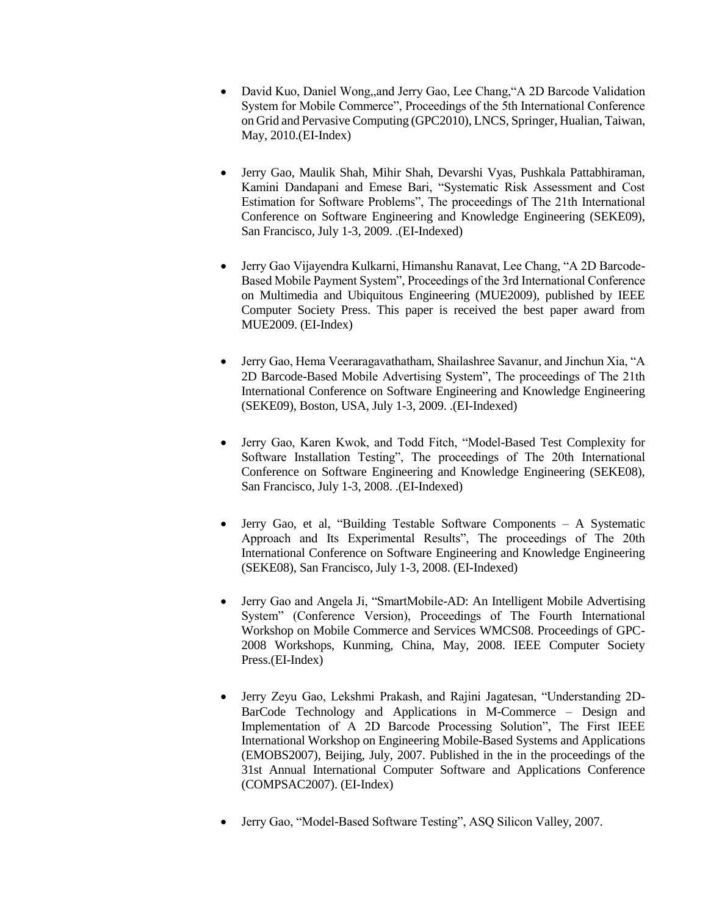- David Kuo, Daniel Wong,,and Jerry Gao, Lee Chang,"A 2D Barcode Validation System for Mobile Commerce", Proceedings of the 5th International Conference on Grid and Pervasive Computing (GPC2010), LNCS, Springer, Hualian, Taiwan, May, 2010.(EI-Index)

- Jerry Gao, Maulik Shah, Mihir Shah, Devarshi Vyas, Pushkala Pattabhiraman, Kamini Dandapani and Emese Bari, "Systematic Risk Assessment and Cost Estimation for Software Problems", The proceedings of The 21th International Conference on Software Engineering and Knowledge Engineering (SEKE09), San Francisco, July 1-3, 2009. .(EI-Indexed)

- Jerry Gao Vijayendra Kulkarni, Himanshu Ranavat, Lee Chang, "A 2D Barcode-Based Mobile Payment System", Proceedings of the 3rd International Conference on Multimedia and Ubiquitous Engineering (MUE2009), published by IEEE Computer Society Press. This paper is received the best paper award from MUE2009. (EI-Index)

- Jerry Gao, Hema Veeraragavathatham, Shailashree Savanur, and Jinchun Xia, "A 2D Barcode-Based Mobile Advertising System", The proceedings of The 21th International Conference on Software Engineering and Knowledge Engineering (SEKE09), Boston, USA, July 1-3, 2009. .(EI-Indexed)

- Jerry Gao, Karen Kwok, and Todd Fitch, "Model-Based Test Complexity for Software Installation Testing", The proceedings of The 20th International Conference on Software Engineering and Knowledge Engineering (SEKE08), San Francisco, July 1-3, 2008. .(EI-Indexed)

- Jerry Gao, et al, "Building Testable Software Components – A Systematic Approach and Its Experimental Results", The proceedings of The 20th International Conference on Software Engineering and Knowledge Engineering (SEKE08), San Francisco, July 1-3, 2008. (EI-Indexed)

- Jerry Gao and Angela Ji, "SmartMobile-AD: An Intelligent Mobile Advertising System" (Conference Version), Proceedings of The Fourth International Workshop on Mobile Commerce and Services WMCS08. Proceedings of GPC-2008 Workshops, Kunming, China, May, 2008. IEEE Computer Society Press.(EI-Index)

- Jerry Zeyu Gao, Lekshmi Prakash, and Rajini Jagatesan, "Understanding 2D-BarCode Technology and Applications in M-Commerce – Design and Implementation of A 2D Barcode Processing Solution", The First IEEE International Workshop on Engineering Mobile-Based Systems and Applications (EMOBS2007), Beijing, July, 2007. Published in the in the proceedings of the 31st Annual International Computer Software and Applications Conference (COMPSAC2007). (EI-Index)

- Jerry Gao, "Model-Based Software Testing", ASQ Silicon Valley, 2007.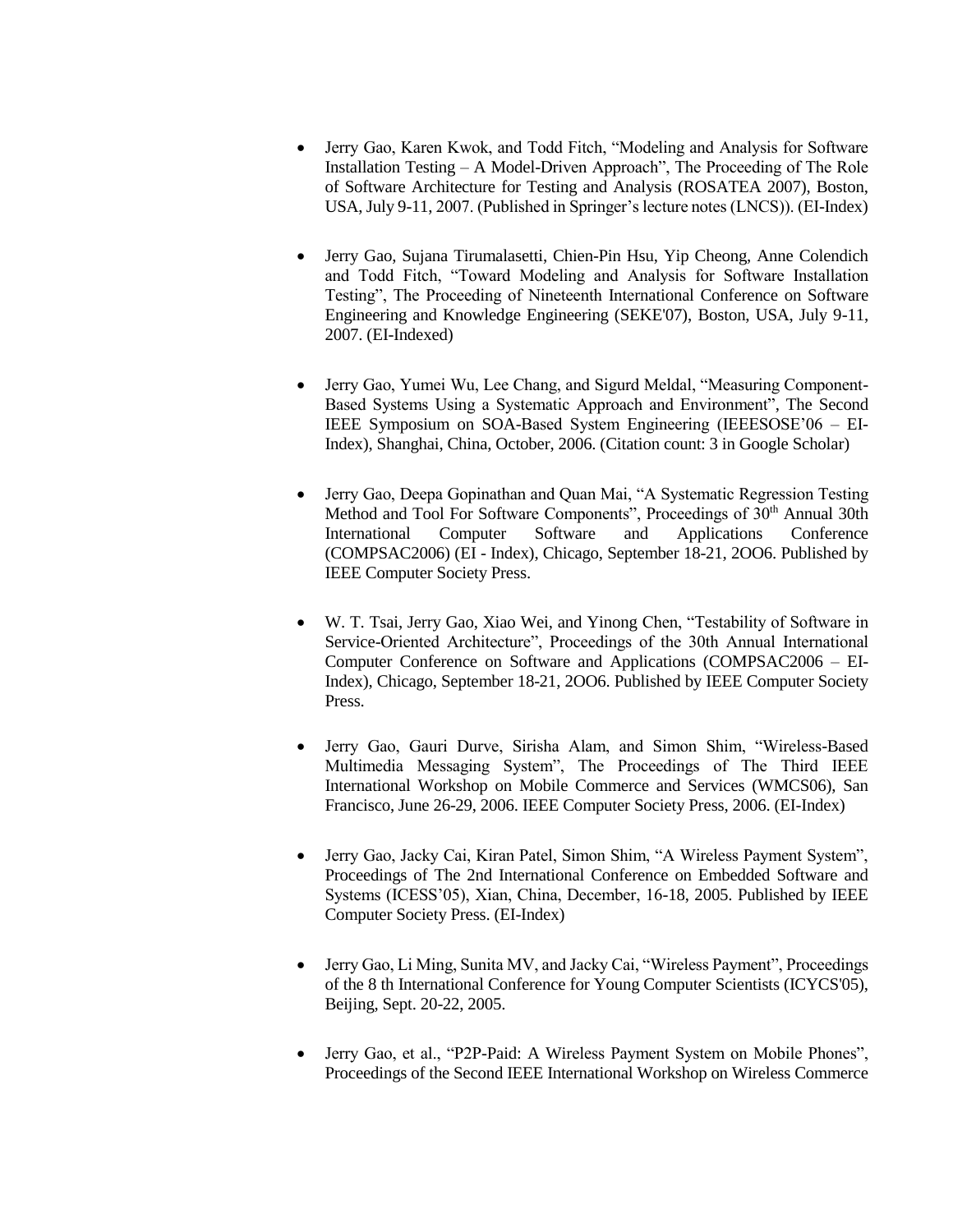- Jerry Gao, Karen Kwok, and Todd Fitch, "Modeling and Analysis for Software Installation Testing – A Model-Driven Approach", The Proceeding of The Role of Software Architecture for Testing and Analysis (ROSATEA 2007), Boston, USA, July 9-11, 2007. (Published in Springer's lecture notes (LNCS)). (EI-Index)

- Jerry Gao, Sujana Tirumalasetti, Chien-Pin Hsu, Yip Cheong, Anne Colendich and Todd Fitch, "Toward Modeling and Analysis for Software Installation Testing", The Proceeding of Nineteenth International Conference on Software Engineering and Knowledge Engineering (SEKE'07), Boston, USA, July 9-11, 2007. (EI-Indexed)

- Jerry Gao, Yumei Wu, Lee Chang, and Sigurd Meldal, "Measuring Component-Based Systems Using a Systematic Approach and Environment", The Second IEEE Symposium on SOA-Based System Engineering (IEEESOSE'06 – EI-Index), Shanghai, China, October, 2006. (Citation count: 3 in Google Scholar)

- Jerry Gao, Deepa Gopinathan and Quan Mai, "A Systematic Regression Testing Method and Tool For Software Components", Proceedings of 30th Annual 30th International Computer Software and Applications Conference (COMPSAC2006) (EI - Index), Chicago, September 18-21, 2OO6. Published by IEEE Computer Society Press.

- W. T. Tsai, Jerry Gao, Xiao Wei, and Yinong Chen, "Testability of Software in Service-Oriented Architecture", Proceedings of the 30th Annual International Computer Conference on Software and Applications (COMPSAC2006 – EI-Index), Chicago, September 18-21, 2OO6. Published by IEEE Computer Society Press.

- Jerry Gao, Gauri Durve, Sirisha Alam, and Simon Shim, "Wireless-Based Multimedia Messaging System", The Proceedings of The Third IEEE International Workshop on Mobile Commerce and Services (WMCS06), San Francisco, June 26-29, 2006. IEEE Computer Society Press, 2006. (EI-Index)

- Jerry Gao, Jacky Cai, Kiran Patel, Simon Shim, "A Wireless Payment System", Proceedings of The 2nd International Conference on Embedded Software and Systems (ICESS'05), Xian, China, December, 16-18, 2005. Published by IEEE Computer Society Press. (EI-Index)

- Jerry Gao, Li Ming, Sunita MV, and Jacky Cai, "Wireless Payment", Proceedings of the 8 th International Conference for Young Computer Scientists (ICYCS'05), Beijing, Sept. 20-22, 2005.

- Jerry Gao, et al., "P2P-Paid: A Wireless Payment System on Mobile Phones", Proceedings of the Second IEEE International Workshop on Wireless Commerce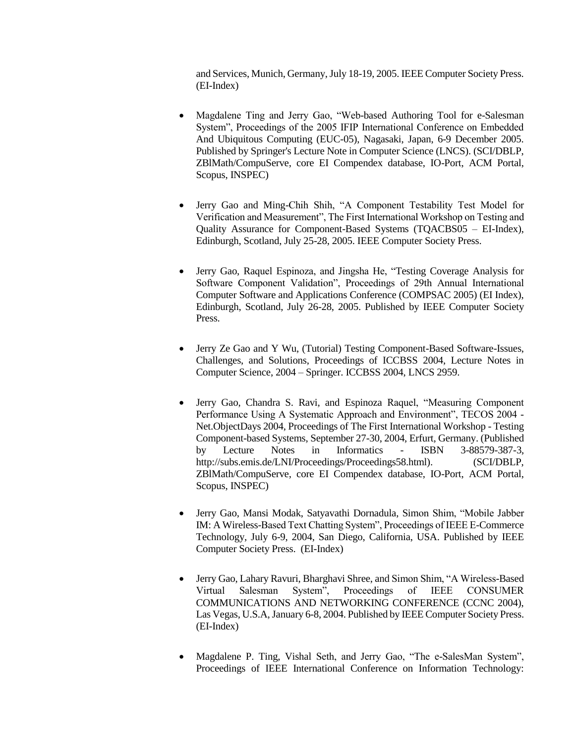and Services, Munich, Germany, July 18-19, 2005. IEEE Computer Society Press. (EI-Index)

- Magdalene Ting and Jerry Gao, "Web-based Authoring Tool for e-Salesman System", Proceedings of the 2005 IFIP International Conference on Embedded And Ubiquitous Computing (EUC-05), Nagasaki, Japan, 6-9 December 2005. Published by Springer's Lecture Note in Computer Science (LNCS). (SCI/DBLP, ZBlMath/CompuServe, core EI Compendex database, IO-Port, ACM Portal, Scopus, INSPEC)

- Jerry Gao and Ming-Chih Shih, "A Component Testability Test Model for Verification and Measurement", The First International Workshop on Testing and Quality Assurance for Component-Based Systems (TQACBS05 – EI-Index), Edinburgh, Scotland, July 25-28, 2005. IEEE Computer Society Press.

- Jerry Gao, Raquel Espinoza, and Jingsha He, "Testing Coverage Analysis for Software Component Validation", Proceedings of 29th Annual International Computer Software and Applications Conference (COMPSAC 2005) (EI Index), Edinburgh, Scotland, July 26-28, 2005. Published by IEEE Computer Society Press.

- Jerry Ze Gao and Y Wu, (Tutorial) Testing Component-Based Software-Issues, Challenges, and Solutions, Proceedings of ICCBSS 2004, Lecture Notes in Computer Science, 2004 – Springer. ICCBSS 2004, LNCS 2959.

- Jerry Gao, Chandra S. Ravi, and Espinoza Raquel, "Measuring Component Performance Using A Systematic Approach and Environment", TECOS 2004 - Net.ObjectDays 2004, Proceedings of The First International Workshop - Testing Component-based Systems, September 27-30, 2004, Erfurt, Germany. (Published by Lecture Notes in Informatics - ISBN 3-88579-387-3, http://subs.emis.de/LNI/Proceedings/Proceedings58.html). (SCI/DBLP, ZBlMath/CompuServe, core EI Compendex database, IO-Port, ACM Portal, Scopus, INSPEC)

- Jerry Gao, Mansi Modak, Satyavathi Dornadula, Simon Shim, "Mobile Jabber IM: A Wireless-Based Text Chatting System", Proceedings of IEEE E-Commerce Technology, July 6-9, 2004, San Diego, California, USA. Published by IEEE Computer Society Press. (EI-Index)

- Jerry Gao, Lahary Ravuri, Bharghavi Shree, and Simon Shim, "A Wireless-Based Virtual Salesman System", Proceedings of IEEE CONSUMER COMMUNICATIONS AND NETWORKING CONFERENCE (CCNC 2004), Las Vegas, U.S.A, January 6-8, 2004. Published by IEEE Computer Society Press. (EI-Index)

- Magdalene P. Ting, Vishal Seth, and Jerry Gao, "The e-SalesMan System", Proceedings of IEEE International Conference on Information Technology: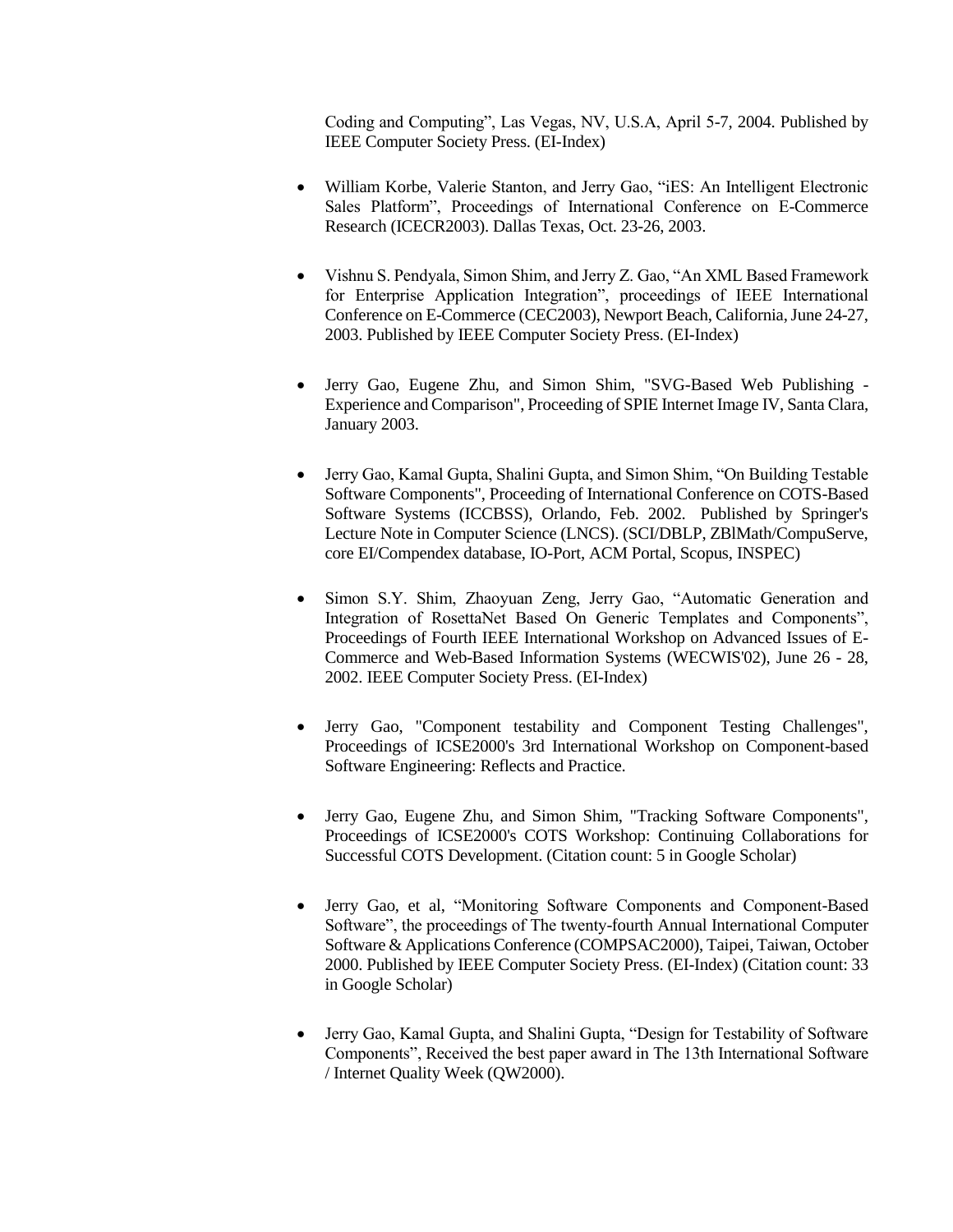Coding and Computing", Las Vegas, NV, U.S.A, April 5-7, 2004. Published by IEEE Computer Society Press. (EI-Index)

- William Korbe, Valerie Stanton, and Jerry Gao, "iES: An Intelligent Electronic Sales Platform", Proceedings of International Conference on E-Commerce Research (ICECR2003). Dallas Texas, Oct. 23-26, 2003.

- Vishnu S. Pendyala, Simon Shim, and Jerry Z. Gao, "An XML Based Framework for Enterprise Application Integration", proceedings of IEEE International Conference on E-Commerce (CEC2003), Newport Beach, California, June 24-27, 2003. Published by IEEE Computer Society Press. (EI-Index)

- Jerry Gao, Eugene Zhu, and Simon Shim, "SVG-Based Web Publishing - Experience and Comparison", Proceeding of SPIE Internet Image IV, Santa Clara, January 2003.

- Jerry Gao, Kamal Gupta, Shalini Gupta, and Simon Shim, "On Building Testable Software Components", Proceeding of International Conference on COTS-Based Software Systems (ICCBSS), Orlando, Feb. 2002. Published by Springer's Lecture Note in Computer Science (LNCS). (SCI/DBLP, ZBlMath/CompuServe, core EI/Compendex database, IO-Port, ACM Portal, Scopus, INSPEC)

- Simon S.Y. Shim, Zhaoyuan Zeng, Jerry Gao, "Automatic Generation and Integration of RosettaNet Based On Generic Templates and Components", Proceedings of Fourth IEEE International Workshop on Advanced Issues of E-Commerce and Web-Based Information Systems (WECWIS'02), June 26 - 28, 2002. IEEE Computer Society Press. (EI-Index)

- Jerry Gao, "Component testability and Component Testing Challenges", Proceedings of ICSE2000's 3rd International Workshop on Component-based Software Engineering: Reflects and Practice.

- Jerry Gao, Eugene Zhu, and Simon Shim, "Tracking Software Components", Proceedings of ICSE2000's COTS Workshop: Continuing Collaborations for Successful COTS Development. (Citation count: 5 in Google Scholar)

- Jerry Gao, et al, "Monitoring Software Components and Component-Based Software", the proceedings of The twenty-fourth Annual International Computer Software & Applications Conference (COMPSAC2000), Taipei, Taiwan, October 2000. Published by IEEE Computer Society Press. (EI-Index) (Citation count: 33 in Google Scholar)

- Jerry Gao, Kamal Gupta, and Shalini Gupta, "Design for Testability of Software Components", Received the best paper award in The 13th International Software / Internet Quality Week (QW2000).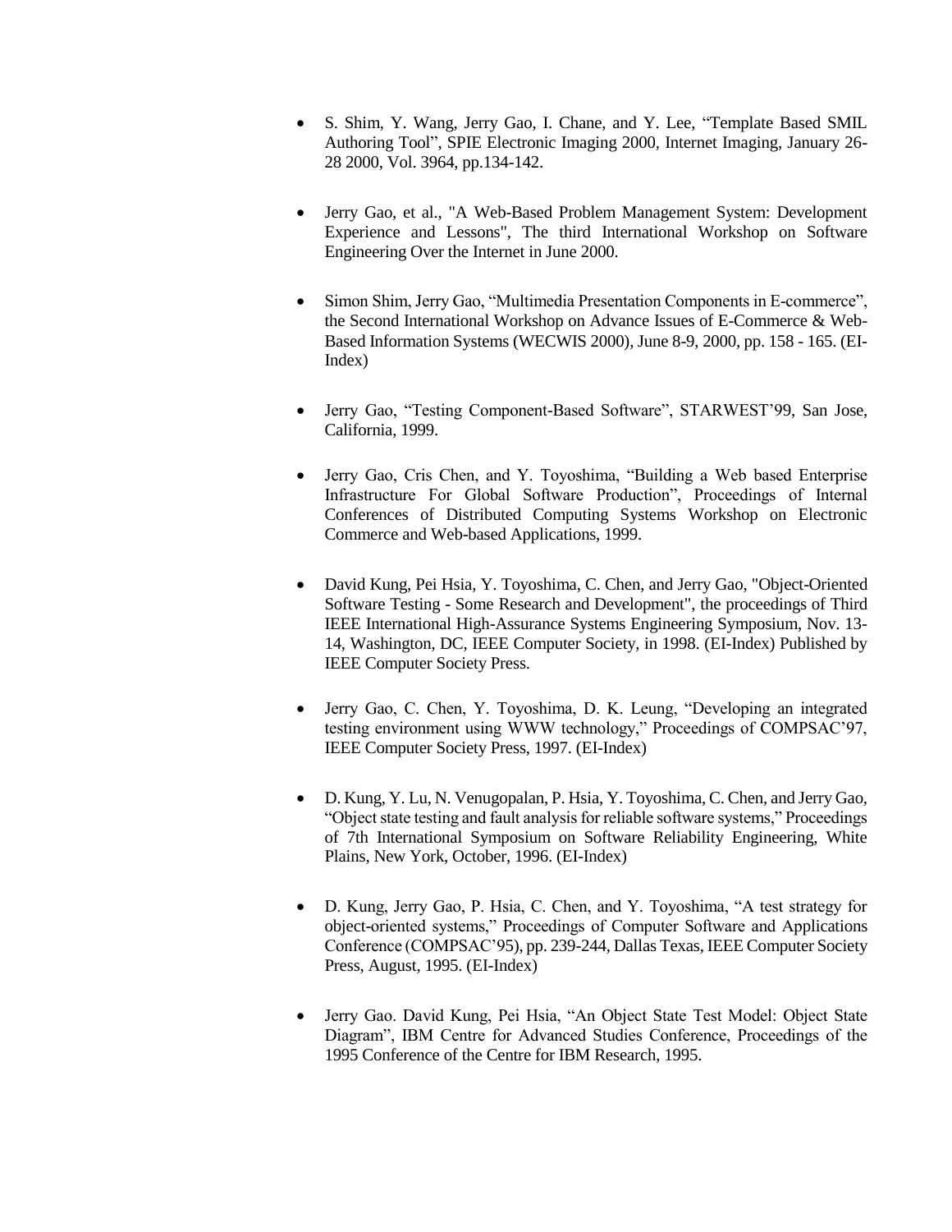- S. Shim, Y. Wang, Jerry Gao, I. Chane, and Y. Lee, "Template Based SMIL Authoring Tool", SPIE Electronic Imaging 2000, Internet Imaging, January 26-28 2000, Vol. 3964, pp.134-142.

- Jerry Gao, et al., "A Web-Based Problem Management System: Development Experience and Lessons", The third International Workshop on Software Engineering Over the Internet in June 2000.

- Simon Shim, Jerry Gao, "Multimedia Presentation Components in E-commerce", the Second International Workshop on Advance Issues of E-Commerce & Web-Based Information Systems (WECWIS 2000), June 8-9, 2000, pp. 158 - 165. (EI-Index)

- Jerry Gao, "Testing Component-Based Software", STARWEST'99, San Jose, California, 1999.

- Jerry Gao, Cris Chen, and Y. Toyoshima, "Building a Web based Enterprise Infrastructure For Global Software Production", Proceedings of Internal Conferences of Distributed Computing Systems Workshop on Electronic Commerce and Web-based Applications, 1999.

- David Kung, Pei Hsia, Y. Toyoshima, C. Chen, and Jerry Gao, "Object-Oriented Software Testing - Some Research and Development", the proceedings of Third IEEE International High-Assurance Systems Engineering Symposium, Nov. 13-14, Washington, DC, IEEE Computer Society, in 1998. (EI-Index) Published by IEEE Computer Society Press.

- Jerry Gao, C. Chen, Y. Toyoshima, D. K. Leung, "Developing an integrated testing environment using WWW technology," Proceedings of COMPSAC'97, IEEE Computer Society Press, 1997. (EI-Index)

- D. Kung, Y. Lu, N. Venugopalan, P. Hsia, Y. Toyoshima, C. Chen, and Jerry Gao, "Object state testing and fault analysis for reliable software systems," Proceedings of 7th International Symposium on Software Reliability Engineering, White Plains, New York, October, 1996. (EI-Index)

- D. Kung, Jerry Gao, P. Hsia, C. Chen, and Y. Toyoshima, "A test strategy for object-oriented systems," Proceedings of Computer Software and Applications Conference (COMPSAC'95), pp. 239-244, Dallas Texas, IEEE Computer Society Press, August, 1995. (EI-Index)

- Jerry Gao. David Kung, Pei Hsia, "An Object State Test Model: Object State Diagram", IBM Centre for Advanced Studies Conference, Proceedings of the 1995 Conference of the Centre for IBM Research, 1995.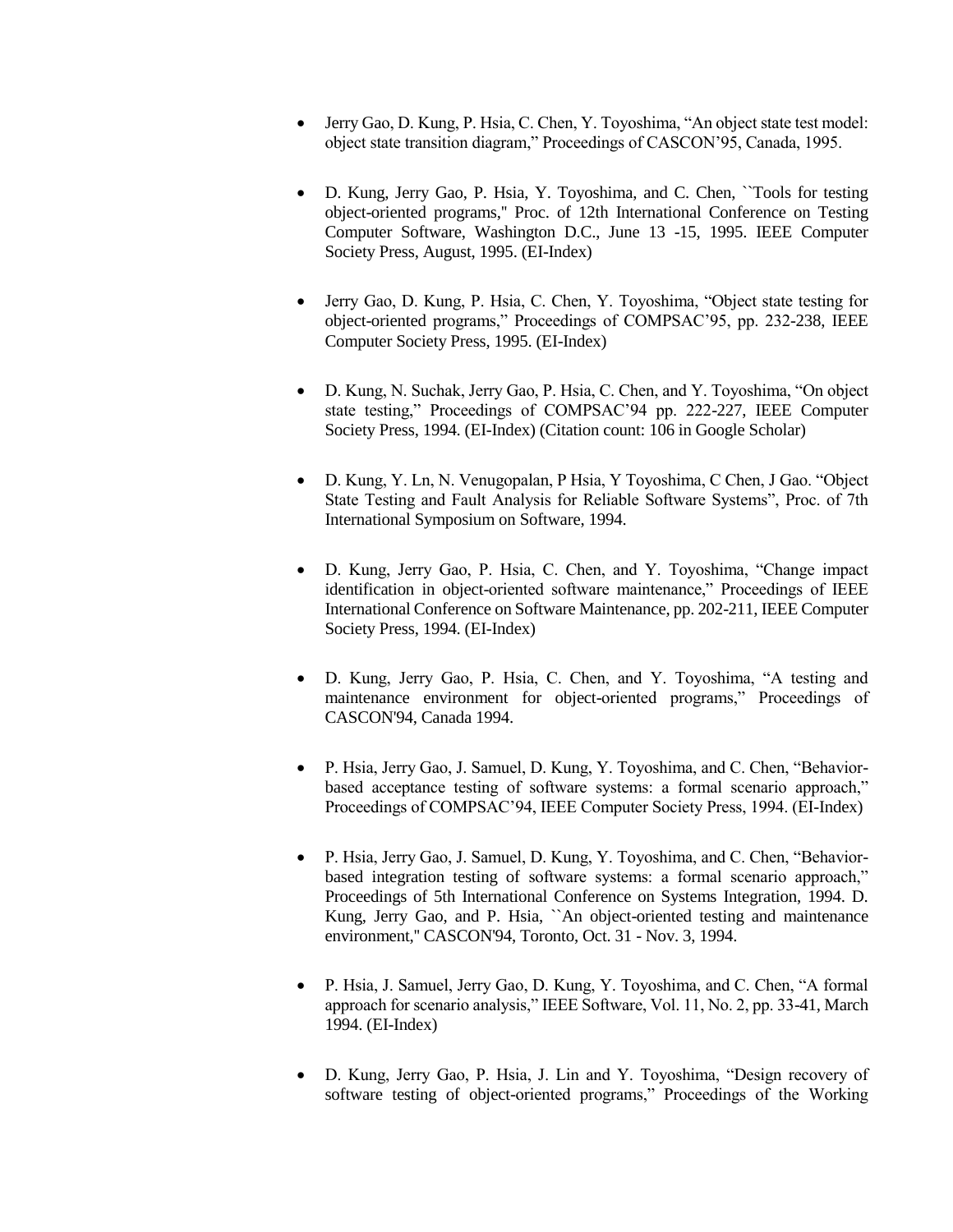- Jerry Gao, D. Kung, P. Hsia, C. Chen, Y. Toyoshima, "An object state test model: object state transition diagram," Proceedings of CASCON'95, Canada, 1995.

- D. Kung, Jerry Gao, P. Hsia, Y. Toyoshima, and C. Chen, ``Tools for testing object-oriented programs,'' Proc. of 12th International Conference on Testing Computer Software, Washington D.C., June 13 -15, 1995. IEEE Computer Society Press, August, 1995. (EI-Index)

- Jerry Gao, D. Kung, P. Hsia, C. Chen, Y. Toyoshima, "Object state testing for object-oriented programs," Proceedings of COMPSAC'95, pp. 232-238, IEEE Computer Society Press, 1995. (EI-Index)

- D. Kung, N. Suchak, Jerry Gao, P. Hsia, C. Chen, and Y. Toyoshima, "On object state testing," Proceedings of COMPSAC'94 pp. 222-227, IEEE Computer Society Press, 1994. (EI-Index) (Citation count: 106 in Google Scholar)

- D. Kung, Y. Ln, N. Venugopalan, P Hsia, Y Toyoshima, C Chen, J Gao. "Object State Testing and Fault Analysis for Reliable Software Systems", Proc. of 7th International Symposium on Software, 1994.

- D. Kung, Jerry Gao, P. Hsia, C. Chen, and Y. Toyoshima, "Change impact identification in object-oriented software maintenance," Proceedings of IEEE International Conference on Software Maintenance, pp. 202-211, IEEE Computer Society Press, 1994. (EI-Index)

- D. Kung, Jerry Gao, P. Hsia, C. Chen, and Y. Toyoshima, "A testing and maintenance environment for object-oriented programs," Proceedings of CASCON'94, Canada 1994.

- P. Hsia, Jerry Gao, J. Samuel, D. Kung, Y. Toyoshima, and C. Chen, "Behavior-based acceptance testing of software systems: a formal scenario approach," Proceedings of COMPSAC'94, IEEE Computer Society Press, 1994. (EI-Index)

- P. Hsia, Jerry Gao, J. Samuel, D. Kung, Y. Toyoshima, and C. Chen, "Behavior-based integration testing of software systems: a formal scenario approach," Proceedings of 5th International Conference on Systems Integration, 1994. D. Kung, Jerry Gao, and P. Hsia, ``An object-oriented testing and maintenance environment,'' CASCON'94, Toronto, Oct. 31 - Nov. 3, 1994.

- P. Hsia, J. Samuel, Jerry Gao, D. Kung, Y. Toyoshima, and C. Chen, "A formal approach for scenario analysis," IEEE Software, Vol. 11, No. 2, pp. 33-41, March 1994. (EI-Index)

- D. Kung, Jerry Gao, P. Hsia, J. Lin and Y. Toyoshima, "Design recovery of software testing of object-oriented programs," Proceedings of the Working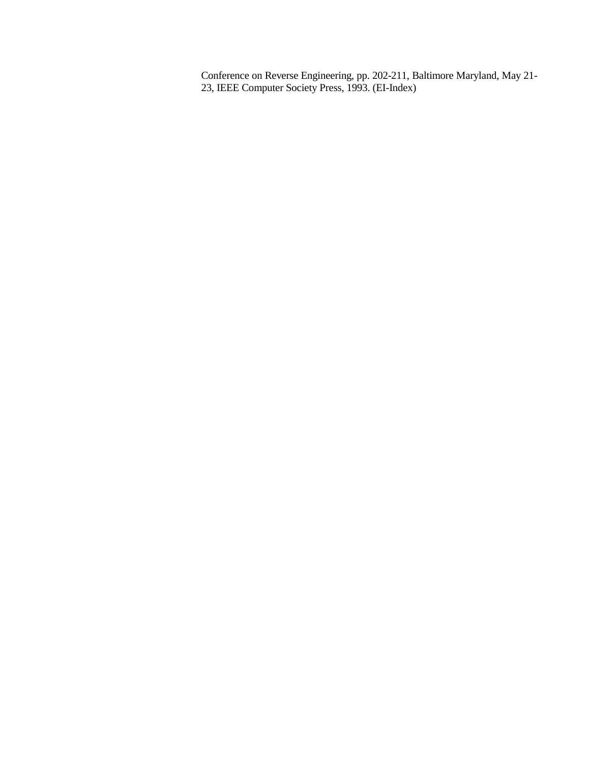Conference on Reverse Engineering, pp. 202-211, Baltimore Maryland, May 21-23, IEEE Computer Society Press, 1993. (EI-Index)